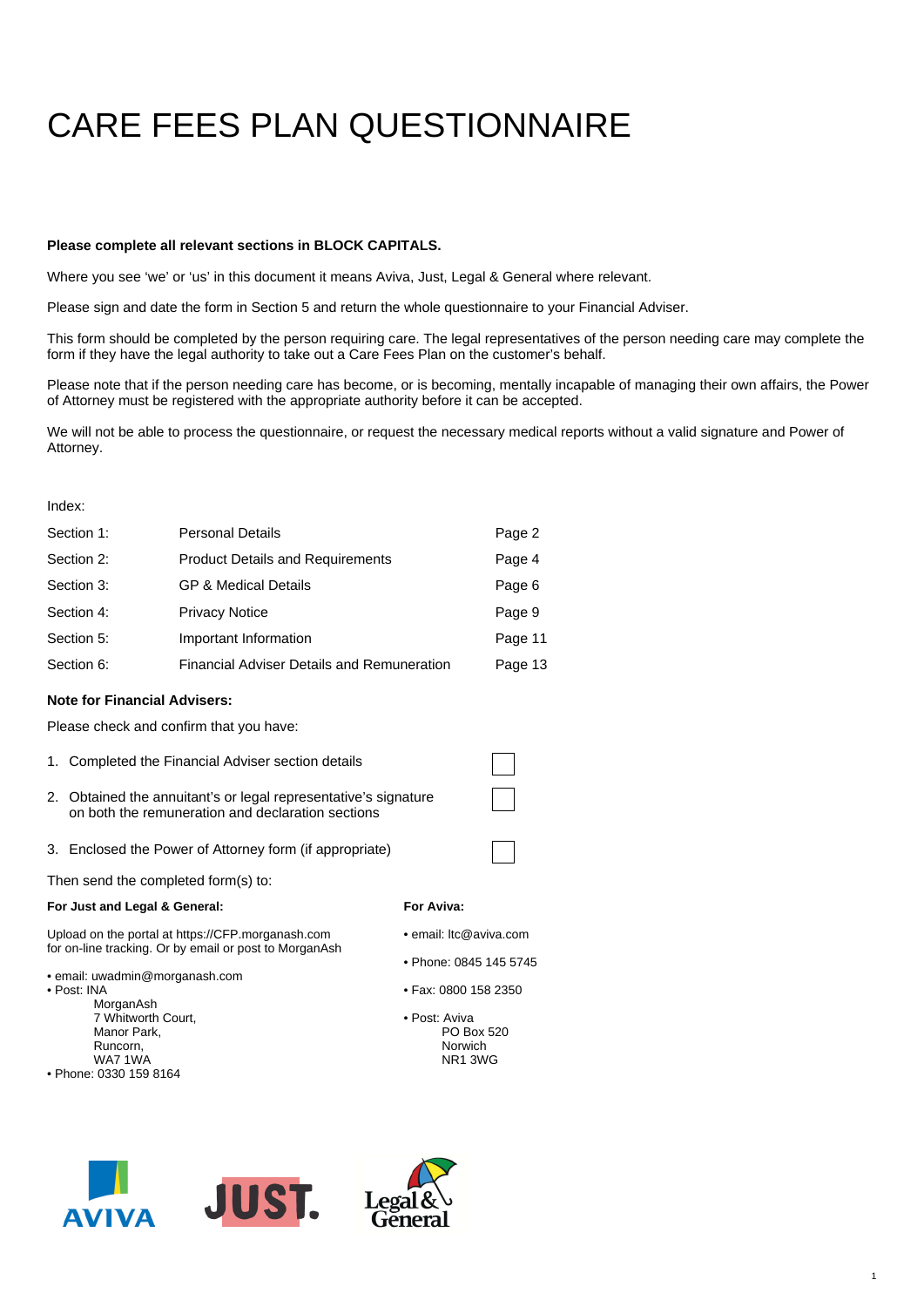# CARE FEES PLAN QUESTIONNAIRE

**Please complete all relevant sections in BLOCK CAPITALS.**

Where you see 'we' or 'us' in this document it means Aviva, Just, Legal & General where relevant.

Please sign and date the form in Section 5 and return the whole questionnaire to your Financial Adviser.

This form should be completed by the person requiring care. The legal representatives of the person needing care may complete the form if they have the legal authority to take out a Care Fees Plan on the customer's behalf.

Please note that if the person needing care has become, or is becoming, mentally incapable of managing their own affairs, the Power of Attorney must be registered with the appropriate authority before it can be accepted.

We will not be able to process the questionnaire, or request the necessary medical reports without a valid signature and Power of Attorney.

Index:

| | | |
|---|---|---|
| Section 1: | Personal Details | Page 2 |
| Section 2: | Product Details and Requirements | Page 4 |
| Section 3: | GP & Medical Details | Page 6 |
| Section 4: | Privacy Notice | Page 9 |
| Section 5: | Important Information | Page 11 |
| Section 6: | Financial Adviser Details and Remuneration | Page 13 |

**Note for Financial Advisers:**

Please check and confirm that you have:

1. Completed the Financial Adviser section details ☐
2. Obtained the annuitant's or legal representative's signature on both the remuneration and declaration sections ☐
3. Enclosed the Power of Attorney form (if appropriate) ☐

Then send the completed form(s) to:

**For Just and Legal & General:**

Upload on the portal at https://CFP.morganash.com for on-line tracking. Or by email or post to MorganAsh

- email: uwadmin@morganash.com
- Post: INA
  MorganAsh
  7 Whitworth Court,
  Manor Park,
  Runcorn,
  WA7 1WA
- Phone: 0330 159 8164

**For Aviva:**

- email: ltc@aviva.com
- Phone: 0845 145 5745
- Fax: 0800 158 2350
- Post: Aviva
  PO Box 520
  Norwich
  NR1 3WG

AVIVA JUST. Legal & General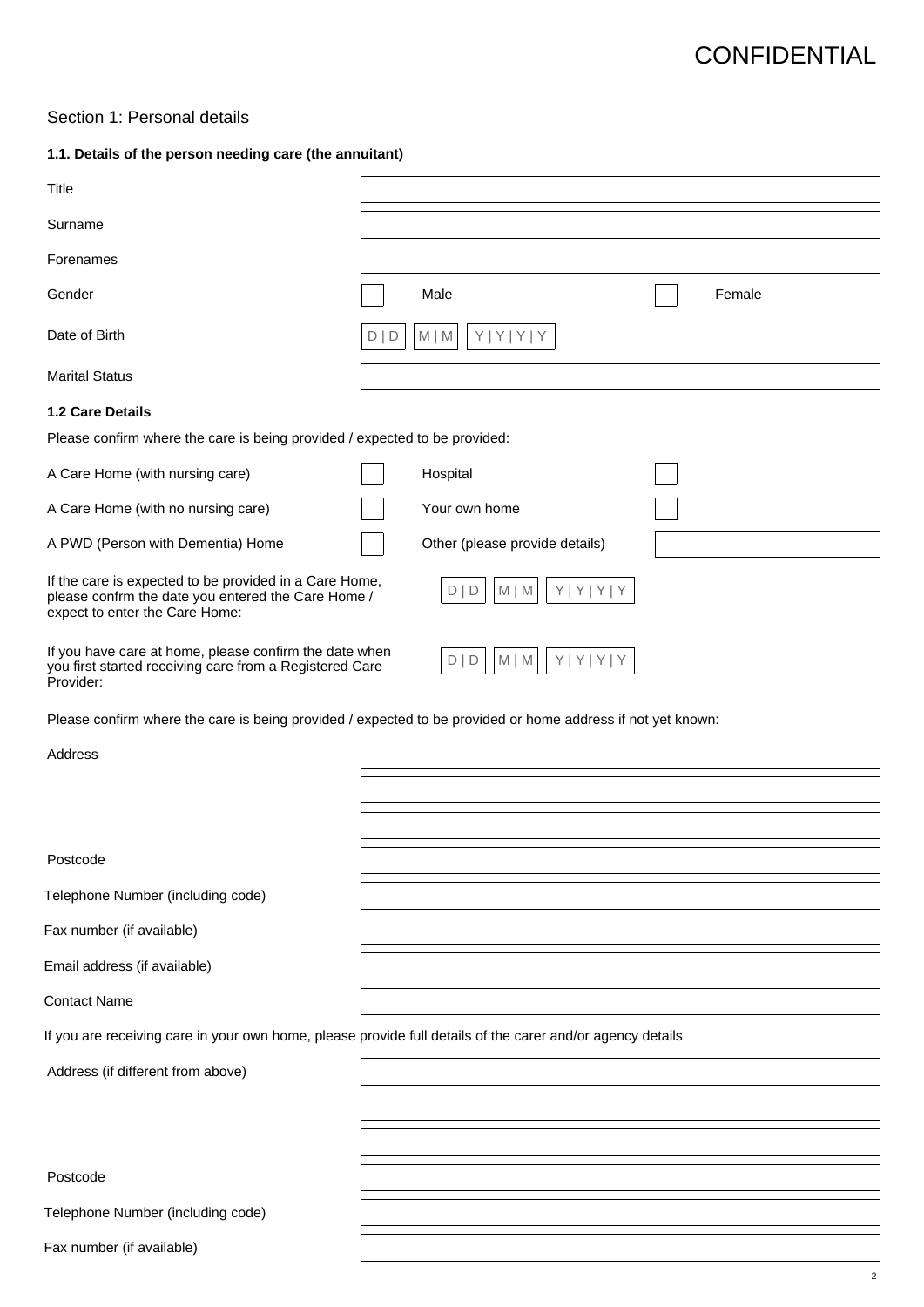CONFIDENTIAL

## Section 1: Personal details

### 1.1. Details of the person needing care (the annuitant)

| | |
|---|---|
| Title | |
| Surname | |
| Forenames | |
| Gender | ☐ Male ☐ Female |
| Date of Birth | D \| D  M \| M  Y \| Y \| Y \| Y |
| Marital Status | |

### 1.2 Care Details

Please confirm where the care is being provided / expected to be provided:

| | | | |
|---|---|---|---|
| A Care Home (with nursing care) | ☐ | Hospital | ☐ |
| A Care Home (with no nursing care) | ☐ | Your own home | ☐ |
| A PWD (Person with Dementia) Home | ☐ | Other (please provide details) | |

If the care is expected to be provided in a Care Home, please confrm the date you entered the Care Home / expect to enter the Care Home: D | D  M | M  Y | Y | Y | Y

If you have care at home, please confirm the date when you first started receiving care from a Registered Care Provider: D | D  M | M  Y | Y | Y | Y

Please confirm where the care is being provided / expected to be provided or home address if not yet known:

| | |
|---|---|
| Address | |
| | |
| | |
| Postcode | |
| Telephone Number (including code) | |
| Fax number (if available) | |
| Email address (if available) | |
| Contact Name | |

If you are receiving care in your own home, please provide full details of the carer and/or agency details

| | |
|---|---|
| Address (if different from above) | |
| | |
| | |
| Postcode | |
| Telephone Number (including code) | |
| Fax number (if available) | |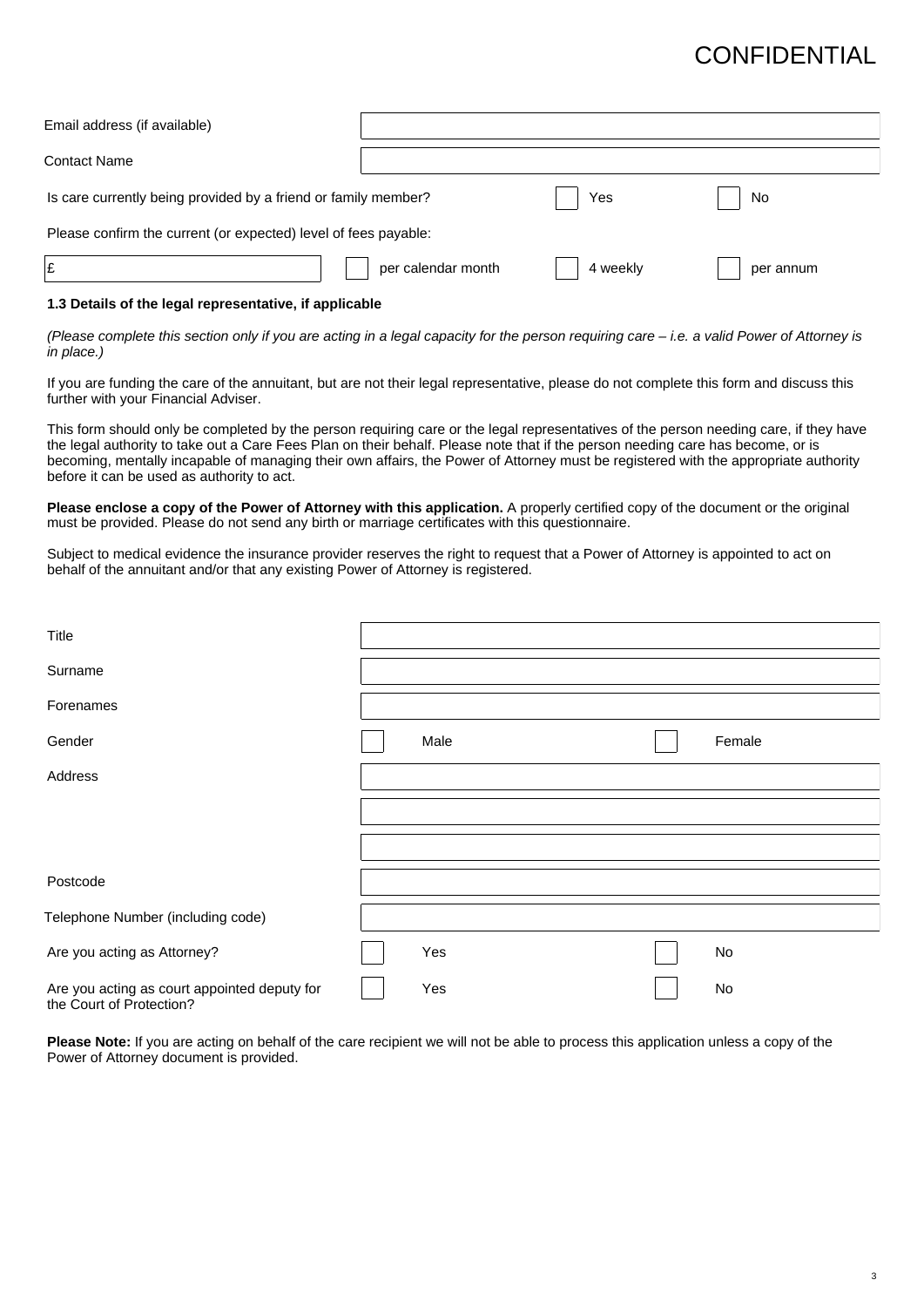CONFIDENTIAL

| | | |
|---|---|---|
| Email address (if available) | | |
| Contact Name | | |
| Is care currently being provided by a friend or family member? | ☐ Yes | ☐ No |

Please confirm the current (or expected) level of fees payable:

| | | | |
|---|---|---|---|
| £ | ☐ per calendar month | ☐ 4 weekly | ☐ per annum |

**1.3 Details of the legal representative, if applicable**

*(Please complete this section only if you are acting in a legal capacity for the person requiring care – i.e. a valid Power of Attorney is in place.)*

If you are funding the care of the annuitant, but are not their legal representative, please do not complete this form and discuss this further with your Financial Adviser.

This form should only be completed by the person requiring care or the legal representatives of the person needing care, if they have the legal authority to take out a Care Fees Plan on their behalf. Please note that if the person needing care has become, or is becoming, mentally incapable of managing their own affairs, the Power of Attorney must be registered with the appropriate authority before it can be used as authority to act.

**Please enclose a copy of the Power of Attorney with this application.** A properly certified copy of the document or the original must be provided. Please do not send any birth or marriage certificates with this questionnaire.

Subject to medical evidence the insurance provider reserves the right to request that a Power of Attorney is appointed to act on behalf of the annuitant and/or that any existing Power of Attorney is registered.

| | | |
|---|---|---|
| Title | | |
| Surname | | |
| Forenames | | |
| Gender | ☐ Male | ☐ Female |
| Address | | |
| | | |
| | | |
| Postcode | | |
| Telephone Number (including code) | | |
| Are you acting as Attorney? | ☐ Yes | ☐ No |
| Are you acting as court appointed deputy for the Court of Protection? | ☐ Yes | ☐ No |

**Please Note:** If you are acting on behalf of the care recipient we will not be able to process this application unless a copy of the Power of Attorney document is provided.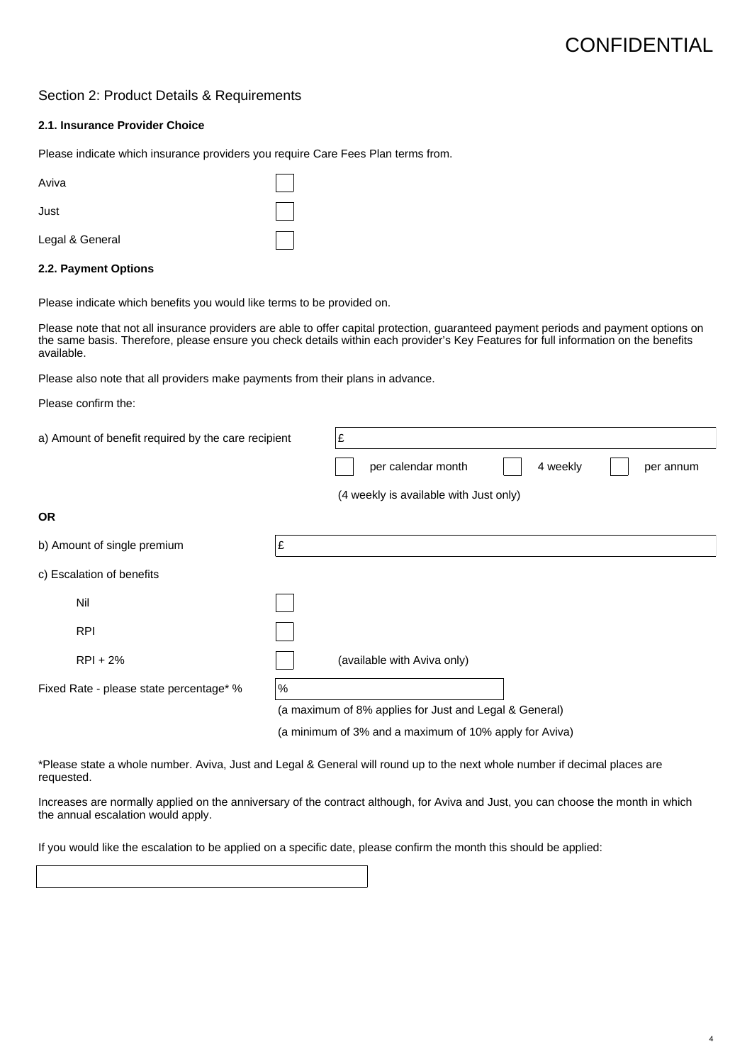CONFIDENTIAL

## Section 2: Product Details & Requirements

### 2.1. Insurance Provider Choice

Please indicate which insurance providers you require Care Fees Plan terms from.

- Aviva ☐
- Just ☐
- Legal & General ☐

### 2.2. Payment Options

Please indicate which benefits you would like terms to be provided on.

Please note that not all insurance providers are able to offer capital protection, guaranteed payment periods and payment options on the same basis. Therefore, please ensure you check details within each provider's Key Features for full information on the benefits available.

Please also note that all providers make payments from their plans in advance.

Please confirm the:

a) Amount of benefit required by the care recipient £ ________

☐ per calendar month ☐ 4 weekly ☐ per annum

(4 weekly is available with Just only)

**OR**

b) Amount of single premium £ ________

c) Escalation of benefits

- Nil ☐
- RPI ☐
- RPI + 2% ☐ (available with Aviva only)

Fixed Rate - please state percentage* % ________

(a maximum of 8% applies for Just and Legal & General)

(a minimum of 3% and a maximum of 10% apply for Aviva)

*Please state a whole number. Aviva, Just and Legal & General will round up to the next whole number if decimal places are requested.

Increases are normally applied on the anniversary of the contract although, for Aviva and Just, you can choose the month in which the annual escalation would apply.

If you would like the escalation to be applied on a specific date, please confirm the month this should be applied:

________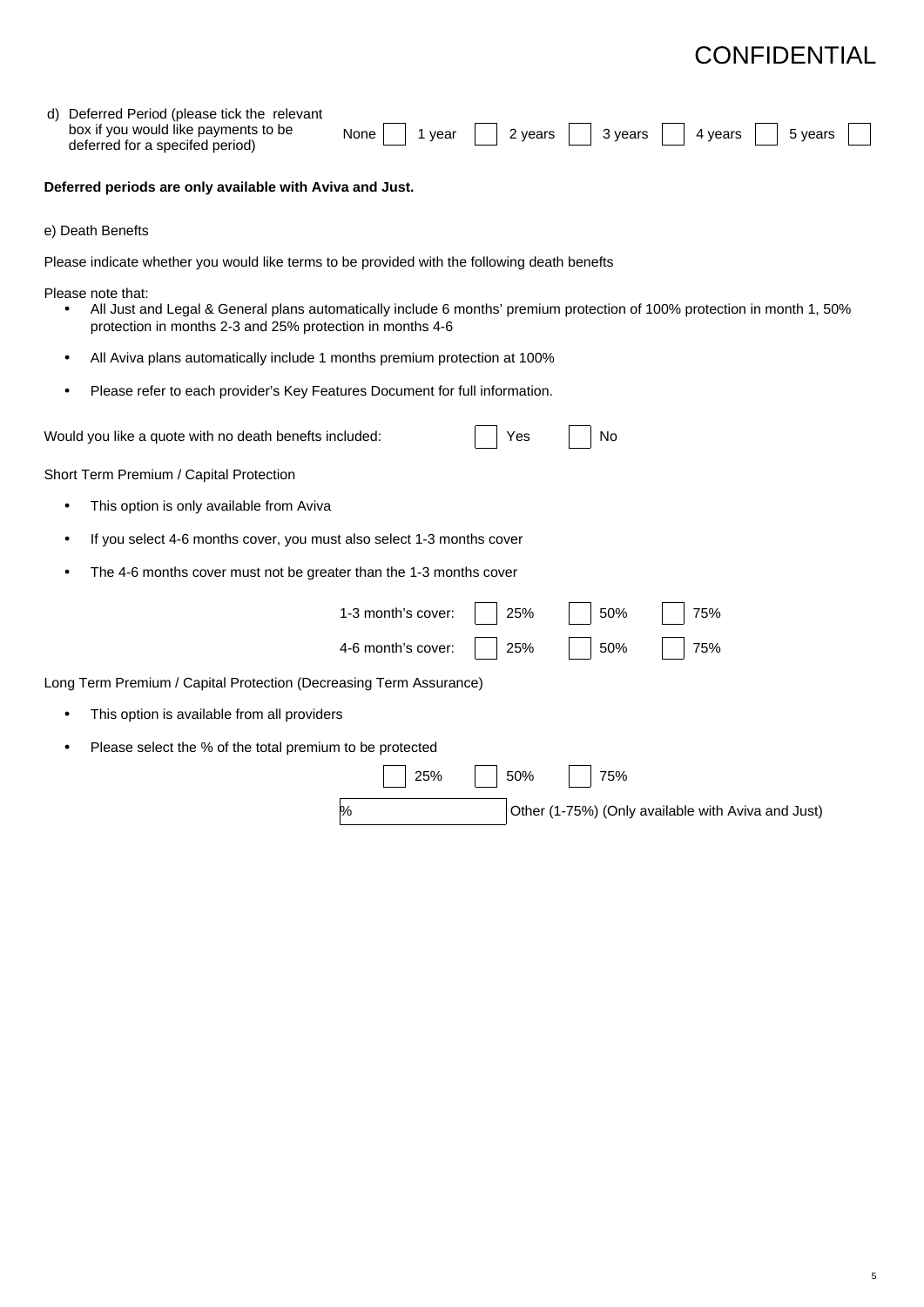d) Deferred Period (please tick the relevant box if you would like payments to be deferred for a specifed period)

None ☐ 1 year ☐ 2 years ☐ 3 years ☐ 4 years ☐ 5 years ☐

**Deferred periods are only available with Aviva and Just.**

e) Death Benefts

Please indicate whether you would like terms to be provided with the following death benefts

Please note that:

- All Just and Legal & General plans automatically include 6 months' premium protection of 100% protection in month 1, 50% protection in months 2-3 and 25% protection in months 4-6
- All Aviva plans automatically include 1 months premium protection at 100%
- Please refer to each provider's Key Features Document for full information.

Would you like a quote with no death benefits included: ☐ Yes ☐ No

Short Term Premium / Capital Protection

- This option is only available from Aviva
- If you select 4-6 months cover, you must also select 1-3 months cover
- The 4-6 months cover must not be greater than the 1-3 months cover

1-3 month's cover: ☐ 25% ☐ 50% ☐ 75%

4-6 month's cover: ☐ 25% ☐ 50% ☐ 75%

Long Term Premium / Capital Protection (Decreasing Term Assurance)

- This option is available from all providers
- Please select the % of the total premium to be protected

☐ 25% ☐ 50% ☐ 75%

% ________ Other (1-75%) (Only available with Aviva and Just)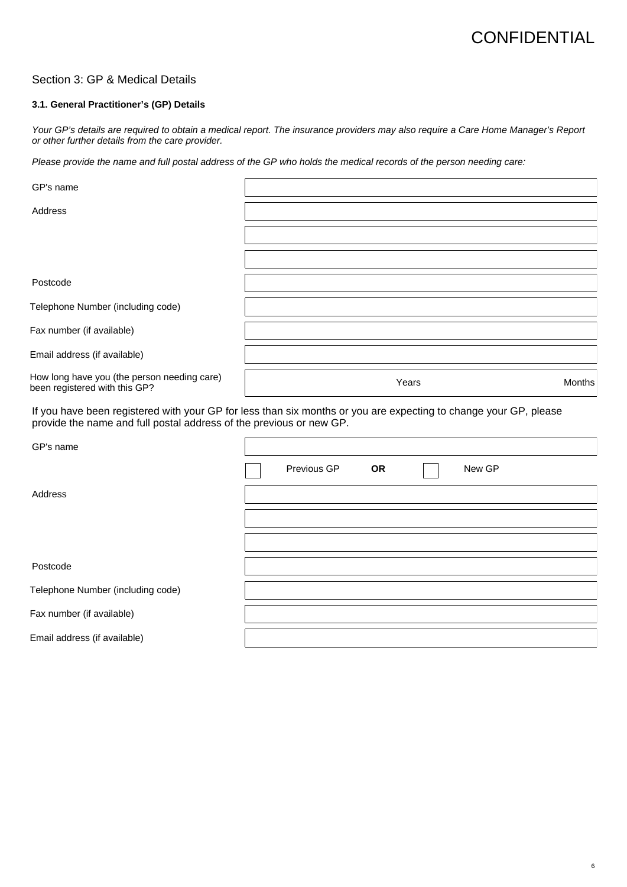CONFIDENTIAL

## Section 3: GP & Medical Details

**3.1. General Practitioner's (GP) Details**

*Your GP's details are required to obtain a medical report. The insurance providers may also require a Care Home Manager's Report or other further details from the care provider.*

*Please provide the name and full postal address of the GP who holds the medical records of the person needing care:*

| | |
|---|---|
| GP's name | |
| Address | |
| | |
| | |
| Postcode | |
| Telephone Number (including code) | |
| Fax number (if available) | |
| Email address (if available) | |
| How long have you (the person needing care) been registered with this GP? | Years Months |

If you have been registered with your GP for less than six months or you are expecting to change your GP, please provide the name and full postal address of the previous or new GP.

| | |
|---|---|
| GP's name | |
| | ☐ Previous GP **OR** ☐ New GP |
| Address | |
| | |
| | |
| Postcode | |
| Telephone Number (including code) | |
| Fax number (if available) | |
| Email address (if available) | |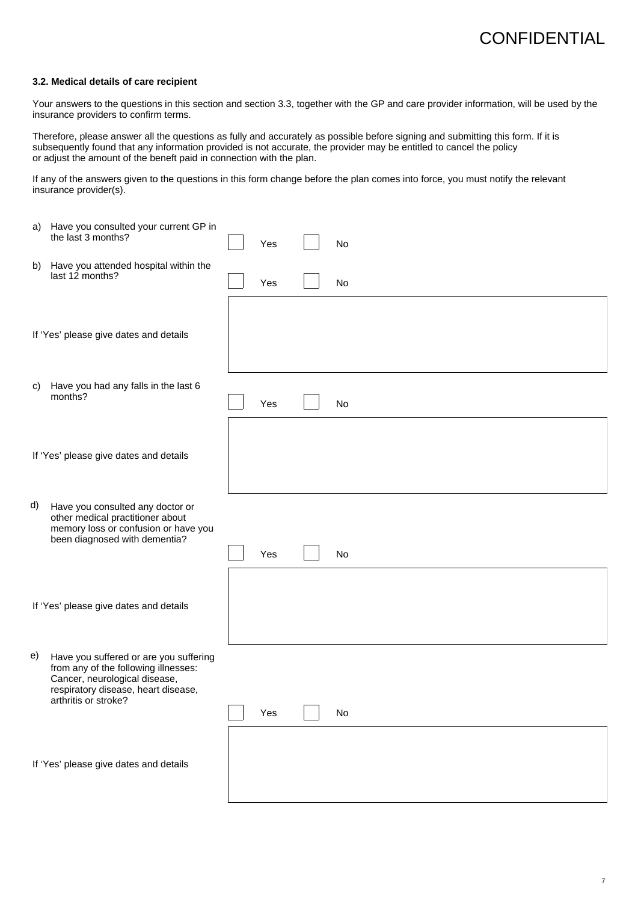CONFIDENTIAL

**3.2. Medical details of care recipient**

Your answers to the questions in this section and section 3.3, together with the GP and care provider information, will be used by the insurance providers to confirm terms.

Therefore, please answer all the questions as fully and accurately as possible before signing and submitting this form. If it is subsequently found that any information provided is not accurate, the provider may be entitled to cancel the policy or adjust the amount of the beneft paid in connection with the plan.

If any of the answers given to the questions in this form change before the plan comes into force, you must notify the relevant insurance provider(s).

a) Have you consulted your current GP in the last 3 months? ☐ Yes ☐ No

b) Have you attended hospital within the last 12 months? ☐ Yes ☐ No

If 'Yes' please give dates and details

c) Have you had any falls in the last 6 months? ☐ Yes ☐ No

If 'Yes' please give dates and details

d) Have you consulted any doctor or other medical practitioner about memory loss or confusion or have you been diagnosed with dementia? ☐ Yes ☐ No

If 'Yes' please give dates and details

e) Have you suffered or are you suffering from any of the following illnesses: Cancer, neurological disease, respiratory disease, heart disease, arthritis or stroke? ☐ Yes ☐ No

If 'Yes' please give dates and details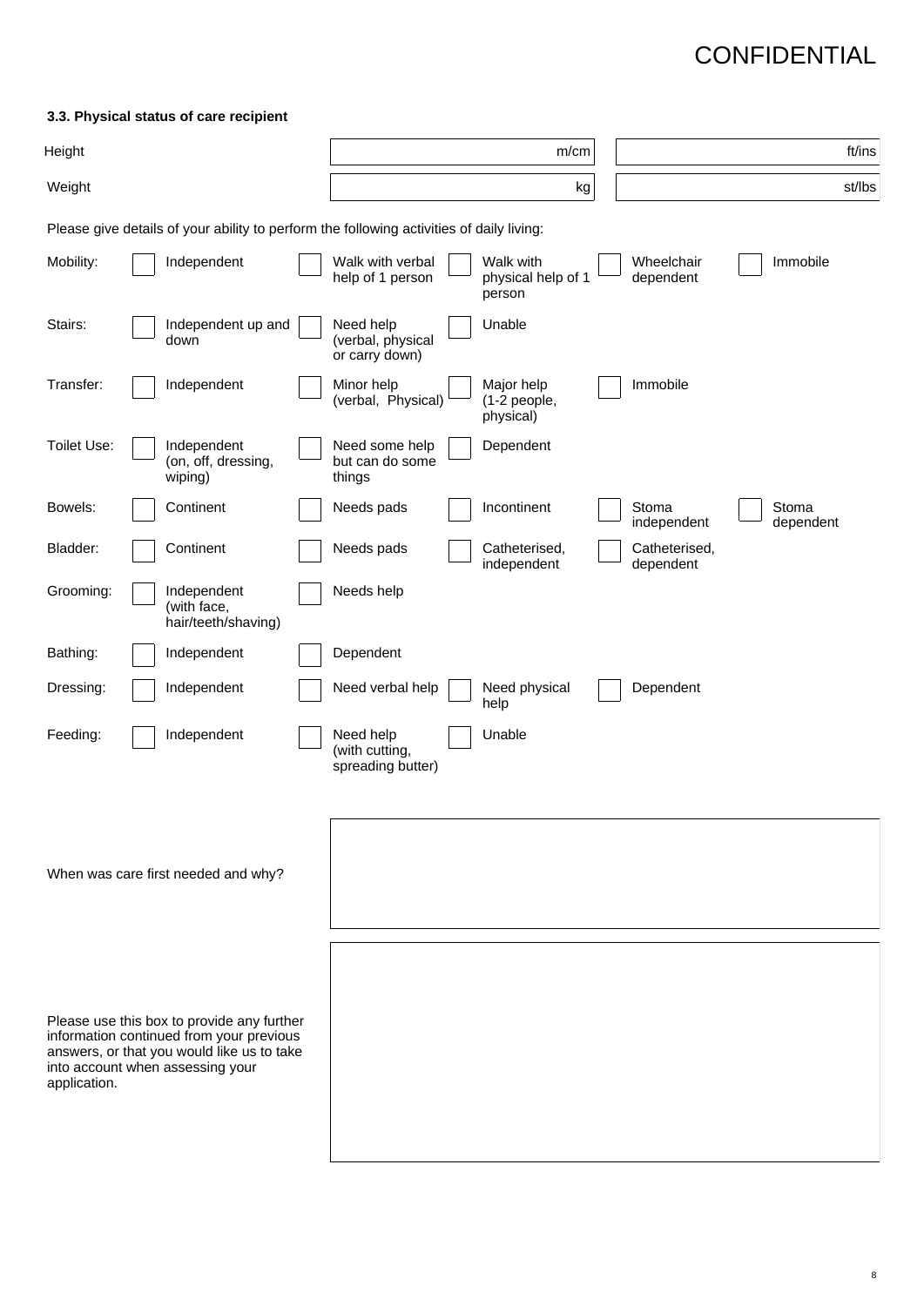CONFIDENTIAL

### 3.3. Physical status of care recipient

| | | |
|---|---|---|
| Height | m/cm | ft/ins |
| Weight | kg | st/lbs |

Please give details of your ability to perform the following activities of daily living:

| | | | | | |
|---|---|---|---|---|---|
| Mobility: | ☐ Independent | ☐ Walk with verbal help of 1 person | ☐ Walk with physical help of 1 person | ☐ Wheelchair dependent | ☐ Immobile |
| Stairs: | ☐ Independent up and down | ☐ Need help (verbal, physical or carry down) | ☐ Unable | | |
| Transfer: | ☐ Independent | ☐ Minor help (verbal, Physical) | ☐ Major help (1-2 people, physical) | ☐ Immobile | |
| Toilet Use: | ☐ Independent (on, off, dressing, wiping) | ☐ Need some help but can do some things | ☐ Dependent | | |
| Bowels: | ☐ Continent | ☐ Needs pads | ☐ Incontinent | ☐ Stoma independent | ☐ Stoma dependent |
| Bladder: | ☐ Continent | ☐ Needs pads | ☐ Catheterised, independent | ☐ Catheterised, dependent | |
| Grooming: | ☐ Independent (with face, hair/teeth/shaving) | ☐ Needs help | | | |
| Bathing: | ☐ Independent | ☐ Dependent | | | |
| Dressing: | ☐ Independent | ☐ Need verbal help | ☐ Need physical help | ☐ Dependent | |
| Feeding: | ☐ Independent | ☐ Need help (with cutting, spreading butter) | ☐ Unable | | |

When was care first needed and why?

Please use this box to provide any further information continued from your previous answers, or that you would like us to take into account when assessing your application.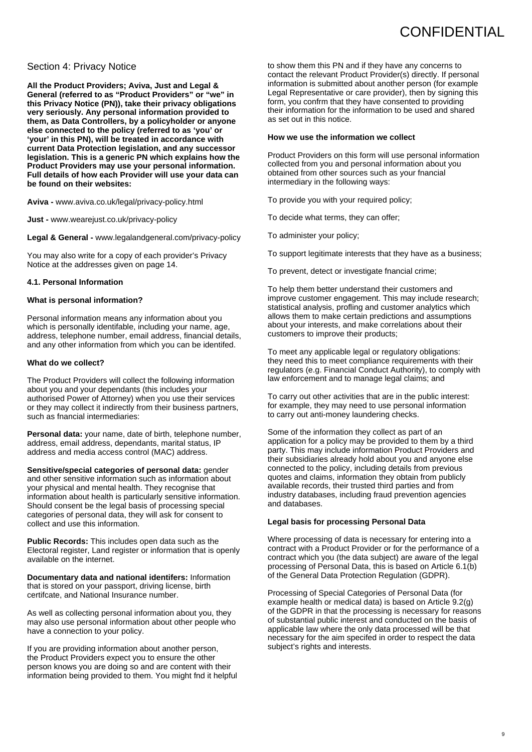## Section 4: Privacy Notice

**All the Product Providers; Aviva, Just and Legal & General (referred to as "Product Providers" or "we" in this Privacy Notice (PN)), take their privacy obligations very seriously. Any personal information provided to them, as Data Controllers, by a policyholder or anyone else connected to the policy (referred to as 'you' or 'your' in this PN), will be treated in accordance with current Data Protection legislation, and any successor legislation. This is a generic PN which explains how the Product Providers may use your personal information. Full details of how each Provider will use your data can be found on their websites:**

**Aviva -** www.aviva.co.uk/legal/privacy-policy.html

**Just -** www.wearejust.co.uk/privacy-policy

**Legal & General -** www.legalandgeneral.com/privacy-policy

You may also write for a copy of each provider's Privacy Notice at the addresses given on page 14.

### 4.1. Personal Information

**What is personal information?**

Personal information means any information about you which is personally identifiable, including your name, age, address, telephone number, email address, financial details, and any other information from which you can be identifed.

**What do we collect?**

The Product Providers will collect the following information about you and your dependants (this includes your authorised Power of Attorney) when you use their services or they may collect it indirectly from their business partners, such as fnancial intermediaries:

**Personal data:** your name, date of birth, telephone number, address, email address, dependants, marital status, IP address and media access control (MAC) address.

**Sensitive/special categories of personal data:** gender and other sensitive information such as information about your physical and mental health. They recognise that information about health is particularly sensitive information. Should consent be the legal basis of processing special categories of personal data, they will ask for consent to collect and use this information.

**Public Records:** This includes open data such as the Electoral register, Land register or information that is openly available on the internet.

**Documentary data and national identifers:** Information that is stored on your passport, driving license, birth certifcate, and National Insurance number.

As well as collecting personal information about you, they may also use personal information about other people who have a connection to your policy.

If you are providing information about another person, the Product Providers expect you to ensure the other person knows you are doing so and are content with their information being provided to them. You might fnd it helpful to show them this PN and if they have any concerns to contact the relevant Product Provider(s) directly. If personal information is submitted about another person (for example Legal Representative or care provider), then by signing this form, you confrm that they have consented to providing their information for the information to be used and shared as set out in this notice.

**How we use the information we collect**

Product Providers on this form will use personal information collected from you and personal information about you obtained from other sources such as your fnancial intermediary in the following ways:

To provide you with your required policy;

To decide what terms, they can offer;

To administer your policy;

To support legitimate interests that they have as a business;

To prevent, detect or investigate fnancial crime;

To help them better understand their customers and improve customer engagement. This may include research; statistical analysis, profling and customer analytics which allows them to make certain predictions and assumptions about your interests, and make correlations about their customers to improve their products;

To meet any applicable legal or regulatory obligations: they need this to meet compliance requirements with their regulators (e.g. Financial Conduct Authority), to comply with law enforcement and to manage legal claims; and

To carry out other activities that are in the public interest: for example, they may need to use personal information to carry out anti-money laundering checks.

Some of the information they collect as part of an application for a policy may be provided to them by a third party. This may include information Product Providers and their subsidiaries already hold about you and anyone else connected to the policy, including details from previous quotes and claims, information they obtain from publicly available records, their trusted third parties and from industry databases, including fraud prevention agencies and databases.

**Legal basis for processing Personal Data**

Where processing of data is necessary for entering into a contract with a Product Provider or for the performance of a contract which you (the data subject) are aware of the legal processing of Personal Data, this is based on Article 6.1(b) of the General Data Protection Regulation (GDPR).

Processing of Special Categories of Personal Data (for example health or medical data) is based on Article 9.2(g) of the GDPR in that the processing is necessary for reasons of substantial public interest and conducted on the basis of applicable law where the only data processed will be that necessary for the aim specifed in order to respect the data subject's rights and interests.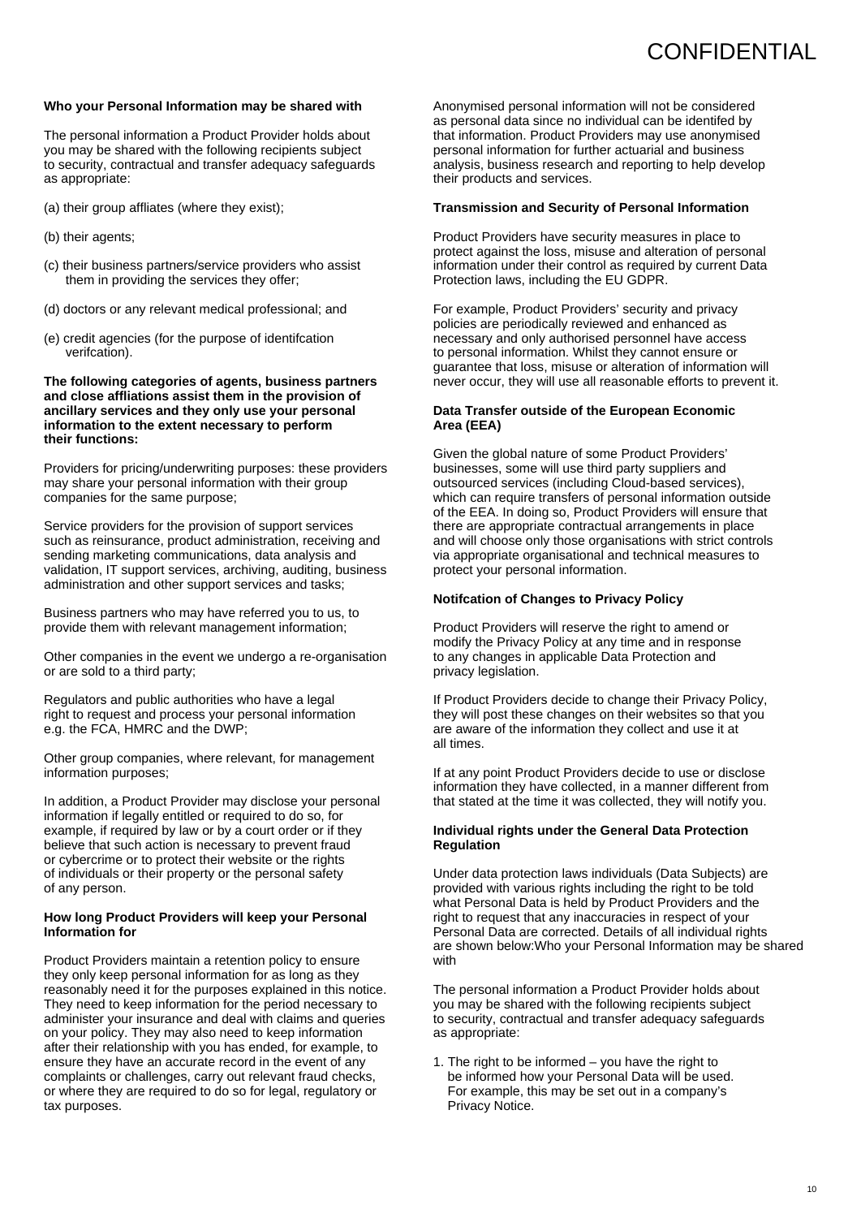**Who your Personal Information may be shared with**

The personal information a Product Provider holds about you may be shared with the following recipients subject to security, contractual and transfer adequacy safeguards as appropriate:

(a) their group affliates (where they exist);

(b) their agents;

(c) their business partners/service providers who assist them in providing the services they offer;

(d) doctors or any relevant medical professional; and

(e) credit agencies (for the purpose of identifcation verifcation).

**The following categories of agents, business partners and close affliations assist them in the provision of ancillary services and they only use your personal information to the extent necessary to perform their functions:**

Providers for pricing/underwriting purposes: these providers may share your personal information with their group companies for the same purpose;

Service providers for the provision of support services such as reinsurance, product administration, receiving and sending marketing communications, data analysis and validation, IT support services, archiving, auditing, business administration and other support services and tasks;

Business partners who may have referred you to us, to provide them with relevant management information;

Other companies in the event we undergo a re-organisation or are sold to a third party;

Regulators and public authorities who have a legal right to request and process your personal information e.g. the FCA, HMRC and the DWP;

Other group companies, where relevant, for management information purposes;

In addition, a Product Provider may disclose your personal information if legally entitled or required to do so, for example, if required by law or by a court order or if they believe that such action is necessary to prevent fraud or cybercrime or to protect their website or the rights of individuals or their property or the personal safety of any person.

**How long Product Providers will keep your Personal Information for**

Product Providers maintain a retention policy to ensure they only keep personal information for as long as they reasonably need it for the purposes explained in this notice. They need to keep information for the period necessary to administer your insurance and deal with claims and queries on your policy. They may also need to keep information after their relationship with you has ended, for example, to ensure they have an accurate record in the event of any complaints or challenges, carry out relevant fraud checks, or where they are required to do so for legal, regulatory or tax purposes.

Anonymised personal information will not be considered as personal data since no individual can be identifed by that information. Product Providers may use anonymised personal information for further actuarial and business analysis, business research and reporting to help develop their products and services.

**Transmission and Security of Personal Information**

Product Providers have security measures in place to protect against the loss, misuse and alteration of personal information under their control as required by current Data Protection laws, including the EU GDPR.

For example, Product Providers' security and privacy policies are periodically reviewed and enhanced as necessary and only authorised personnel have access to personal information. Whilst they cannot ensure or guarantee that loss, misuse or alteration of information will never occur, they will use all reasonable efforts to prevent it.

**Data Transfer outside of the European Economic Area (EEA)**

Given the global nature of some Product Providers' businesses, some will use third party suppliers and outsourced services (including Cloud-based services), which can require transfers of personal information outside of the EEA. In doing so, Product Providers will ensure that there are appropriate contractual arrangements in place and will choose only those organisations with strict controls via appropriate organisational and technical measures to protect your personal information.

**Notifcation of Changes to Privacy Policy**

Product Providers will reserve the right to amend or modify the Privacy Policy at any time and in response to any changes in applicable Data Protection and privacy legislation.

If Product Providers decide to change their Privacy Policy, they will post these changes on their websites so that you are aware of the information they collect and use it at all times.

If at any point Product Providers decide to use or disclose information they have collected, in a manner different from that stated at the time it was collected, they will notify you.

**Individual rights under the General Data Protection Regulation**

Under data protection laws individuals (Data Subjects) are provided with various rights including the right to be told what Personal Data is held by Product Providers and the right to request that any inaccuracies in respect of your Personal Data are corrected. Details of all individual rights are shown below:Who your Personal Information may be shared with

The personal information a Product Provider holds about you may be shared with the following recipients subject to security, contractual and transfer adequacy safeguards as appropriate:

1. The right to be informed – you have the right to be informed how your Personal Data will be used. For example, this may be set out in a company's Privacy Notice.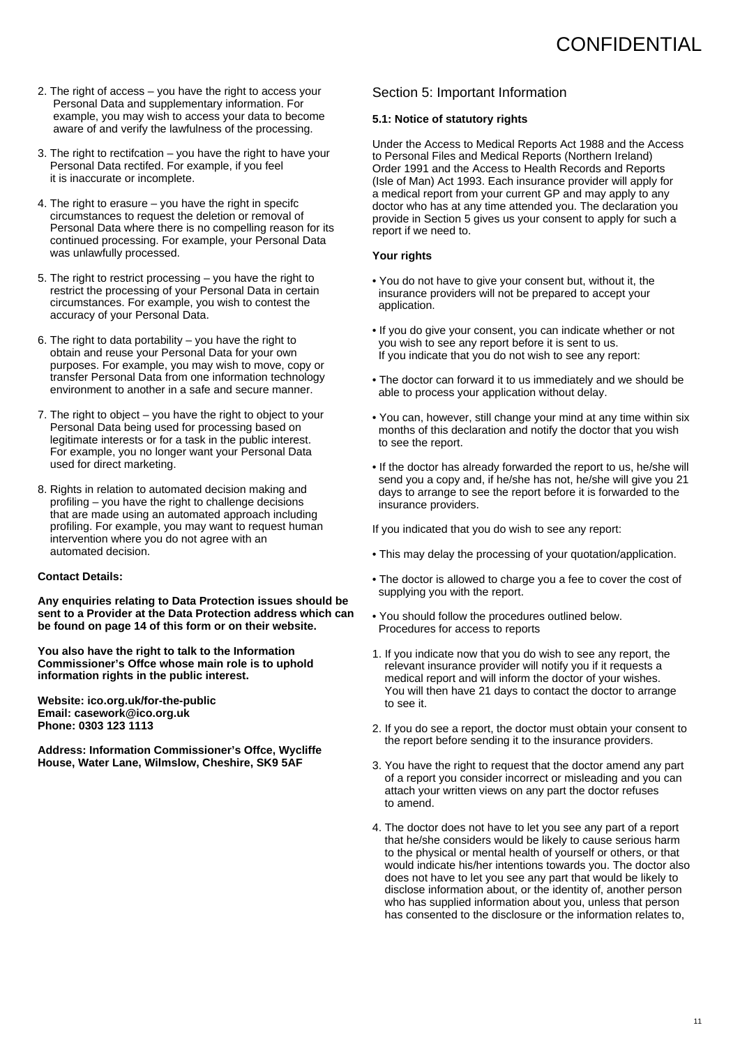2. The right of access – you have the right to access your Personal Data and supplementary information. For example, you may wish to access your data to become aware of and verify the lawfulness of the processing.

3. The right to rectifcation – you have the right to have your Personal Data rectifed. For example, if you feel it is inaccurate or incomplete.

4. The right to erasure – you have the right in specifc circumstances to request the deletion or removal of Personal Data where there is no compelling reason for its continued processing. For example, your Personal Data was unlawfully processed.

5. The right to restrict processing – you have the right to restrict the processing of your Personal Data in certain circumstances. For example, you wish to contest the accuracy of your Personal Data.

6. The right to data portability – you have the right to obtain and reuse your Personal Data for your own purposes. For example, you may wish to move, copy or transfer Personal Data from one information technology environment to another in a safe and secure manner.

7. The right to object – you have the right to object to your Personal Data being used for processing based on legitimate interests or for a task in the public interest. For example, you no longer want your Personal Data used for direct marketing.

8. Rights in relation to automated decision making and profiling – you have the right to challenge decisions that are made using an automated approach including profiling. For example, you may want to request human intervention where you do not agree with an automated decision.

**Contact Details:**

**Any enquiries relating to Data Protection issues should be sent to a Provider at the Data Protection address which can be found on page 14 of this form or on their website.**

**You also have the right to talk to the Information Commissioner's Offce whose main role is to uphold information rights in the public interest.**

**Website: ico.org.uk/for-the-public**
**Email: casework@ico.org.uk**
**Phone: 0303 123 1113**

**Address: Information Commissioner's Offce, Wycliffe House, Water Lane, Wilmslow, Cheshire, SK9 5AF**

## Section 5: Important Information

**5.1: Notice of statutory rights**

Under the Access to Medical Reports Act 1988 and the Access to Personal Files and Medical Reports (Northern Ireland) Order 1991 and the Access to Health Records and Reports (Isle of Man) Act 1993. Each insurance provider will apply for a medical report from your current GP and may apply to any doctor who has at any time attended you. The declaration you provide in Section 5 gives us your consent to apply for such a report if we need to.

**Your rights**

- You do not have to give your consent but, without it, the insurance providers will not be prepared to accept your application.
- If you do give your consent, you can indicate whether or not you wish to see any report before it is sent to us. If you indicate that you do not wish to see any report:
- The doctor can forward it to us immediately and we should be able to process your application without delay.
- You can, however, still change your mind at any time within six months of this declaration and notify the doctor that you wish to see the report.
- If the doctor has already forwarded the report to us, he/she will send you a copy and, if he/she has not, he/she will give you 21 days to arrange to see the report before it is forwarded to the insurance providers.

If you indicated that you do wish to see any report:

- This may delay the processing of your quotation/application.
- The doctor is allowed to charge you a fee to cover the cost of supplying you with the report.
- You should follow the procedures outlined below. Procedures for access to reports

1. If you indicate now that you do wish to see any report, the relevant insurance provider will notify you if it requests a medical report and will inform the doctor of your wishes. You will then have 21 days to contact the doctor to arrange to see it.

2. If you do see a report, the doctor must obtain your consent to the report before sending it to the insurance providers.

3. You have the right to request that the doctor amend any part of a report you consider incorrect or misleading and you can attach your written views on any part the doctor refuses to amend.

4. The doctor does not have to let you see any part of a report that he/she considers would be likely to cause serious harm to the physical or mental health of yourself or others, or that would indicate his/her intentions towards you. The doctor also does not have to let you see any part that would be likely to disclose information about, or the identity of, another person who has supplied information about you, unless that person has consented to the disclosure or the information relates to,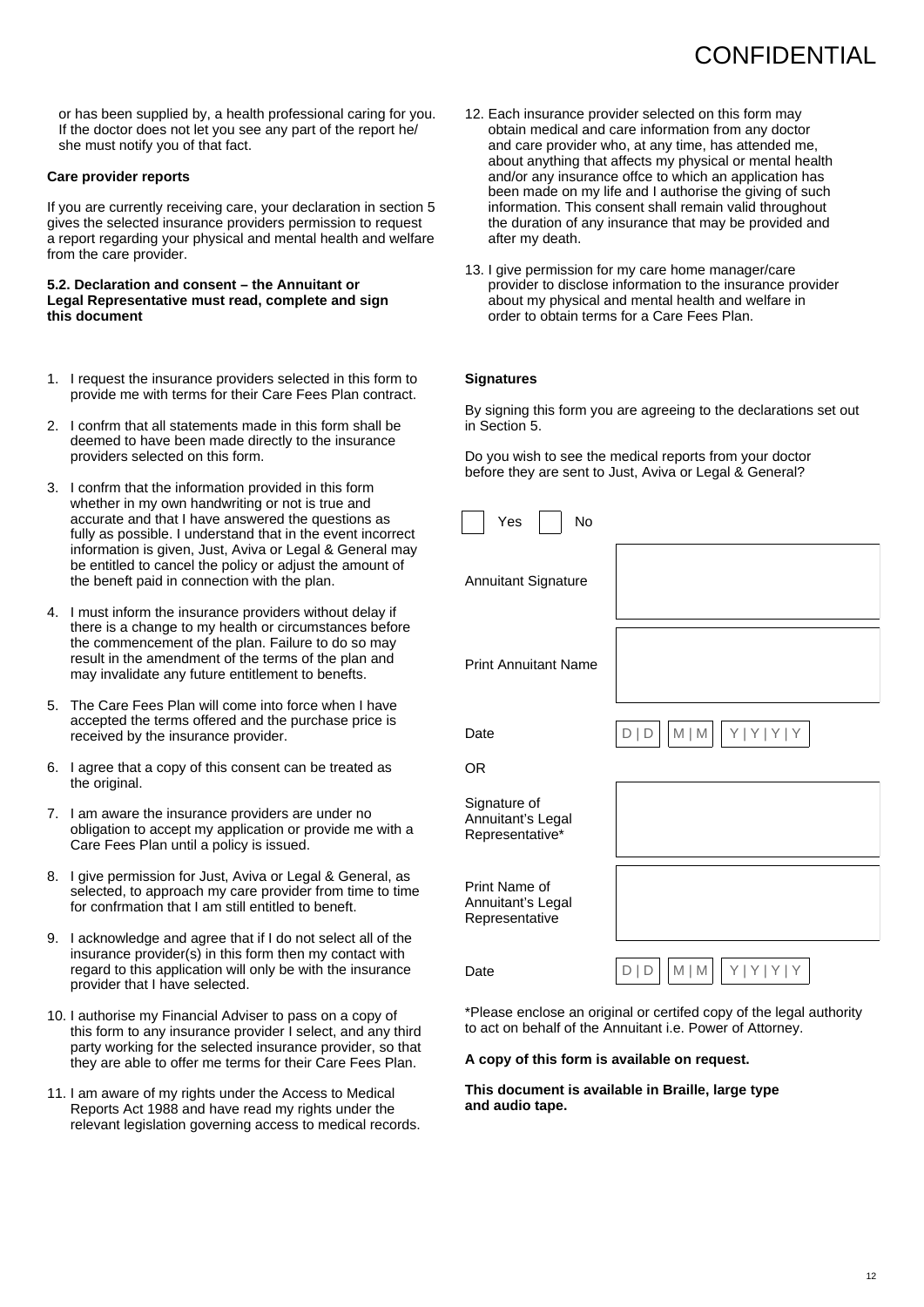CONFIDENTIAL

or has been supplied by, a health professional caring for you. If the doctor does not let you see any part of the report he/she must notify you of that fact.

**Care provider reports**

If you are currently receiving care, your declaration in section 5 gives the selected insurance providers permission to request a report regarding your physical and mental health and welfare from the care provider.

**5.2. Declaration and consent – the Annuitant or Legal Representative must read, complete and sign this document**

1. I request the insurance providers selected in this form to provide me with terms for their Care Fees Plan contract.
2. I confrm that all statements made in this form shall be deemed to have been made directly to the insurance providers selected on this form.
3. I confrm that the information provided in this form whether in my own handwriting or not is true and accurate and that I have answered the questions as fully as possible. I understand that in the event incorrect information is given, Just, Aviva or Legal & General may be entitled to cancel the policy or adjust the amount of the beneft paid in connection with the plan.
4. I must inform the insurance providers without delay if there is a change to my health or circumstances before the commencement of the plan. Failure to do so may result in the amendment of the terms of the plan and may invalidate any future entitlement to benefts.
5. The Care Fees Plan will come into force when I have accepted the terms offered and the purchase price is received by the insurance provider.
6. I agree that a copy of this consent can be treated as the original.
7. I am aware the insurance providers are under no obligation to accept my application or provide me with a Care Fees Plan until a policy is issued.
8. I give permission for Just, Aviva or Legal & General, as selected, to approach my care provider from time to time for confrmation that I am still entitled to beneft.
9. I acknowledge and agree that if I do not select all of the insurance provider(s) in this form then my contact with regard to this application will only be with the insurance provider that I have selected.
10. I authorise my Financial Adviser to pass on a copy of this form to any insurance provider I select, and any third party working for the selected insurance provider, so that they are able to offer me terms for their Care Fees Plan.
11. I am aware of my rights under the Access to Medical Reports Act 1988 and have read my rights under the relevant legislation governing access to medical records.
12. Each insurance provider selected on this form may obtain medical and care information from any doctor and care provider who, at any time, has attended me, about anything that affects my physical or mental health and/or any insurance offce to which an application has been made on my life and I authorise the giving of such information. This consent shall remain valid throughout the duration of any insurance that may be provided and after my death.
13. I give permission for my care home manager/care provider to disclose information to the insurance provider about my physical and mental health and welfare in order to obtain terms for a Care Fees Plan.

**Signatures**

By signing this form you are agreeing to the declarations set out in Section 5.

Do you wish to see the medical reports from your doctor before they are sent to Just, Aviva or Legal & General?

☐ Yes ☐ No

Annuitant Signature

Print Annuitant Name

Date D | D M | M Y | Y | Y | Y

OR

Signature of Annuitant's Legal Representative*

Print Name of Annuitant's Legal Representative

Date D | D M | M Y | Y | Y | Y

*Please enclose an original or certifed copy of the legal authority to act on behalf of the Annuitant i.e. Power of Attorney.

**A copy of this form is available on request.**

**This document is available in Braille, large type and audio tape.**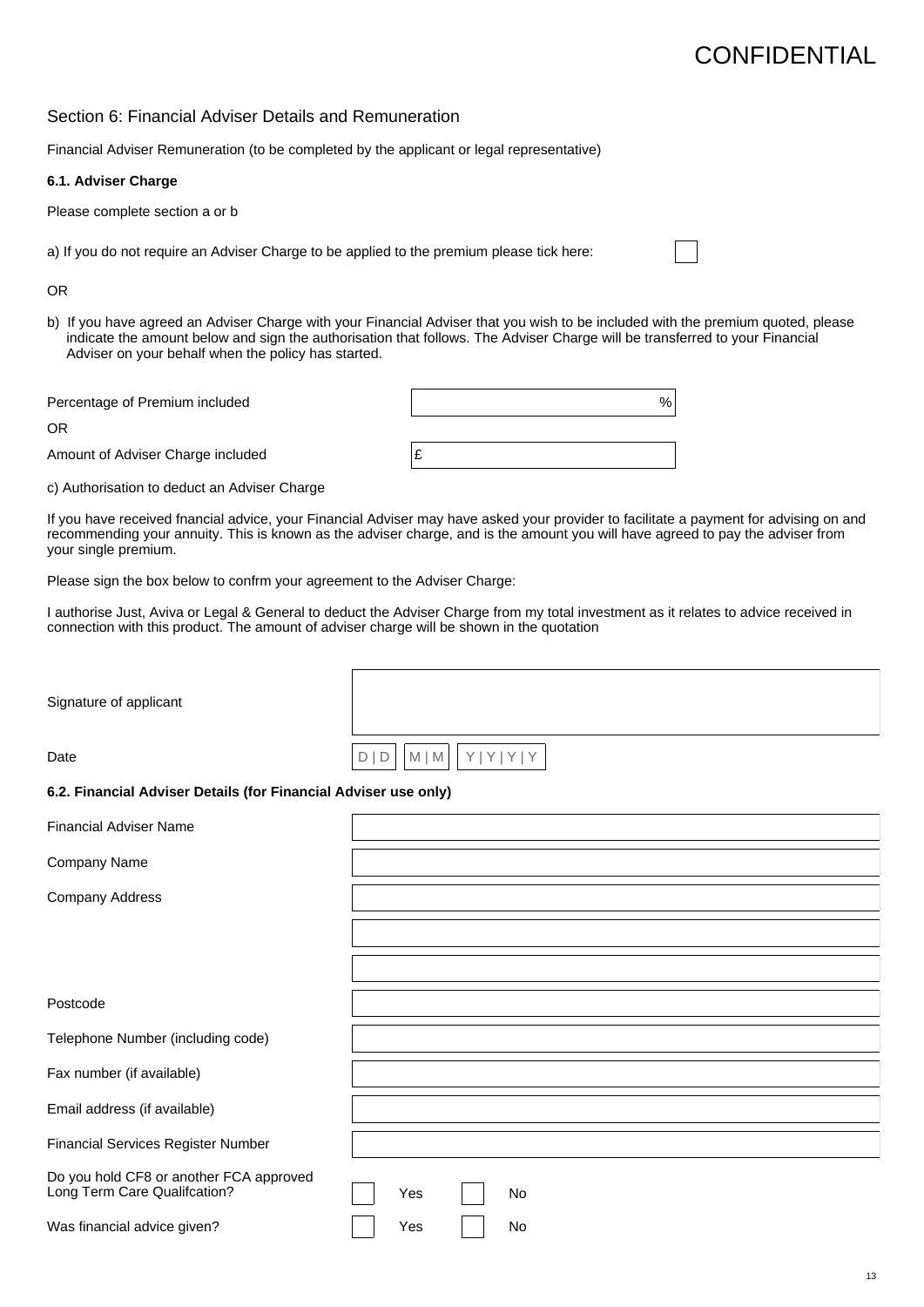CONFIDENTIAL

## Section 6: Financial Adviser Details and Remuneration

Financial Adviser Remuneration (to be completed by the applicant or legal representative)

**6.1. Adviser Charge**

Please complete section a or b

a) If you do not require an Adviser Charge to be applied to the premium please tick here: ☐

OR

b) If you have agreed an Adviser Charge with your Financial Adviser that you wish to be included with the premium quoted, please indicate the amount below and sign the authorisation that follows. The Adviser Charge will be transferred to your Financial Adviser on your behalf when the policy has started.

Percentage of Premium included: ____________ %

OR

Amount of Adviser Charge included: £ ____________

c) Authorisation to deduct an Adviser Charge

If you have received fnancial advice, your Financial Adviser may have asked your provider to facilitate a payment for advising on and recommending your annuity. This is known as the adviser charge, and is the amount you will have agreed to pay the adviser from your single premium.

Please sign the box below to confrm your agreement to the Adviser Charge:

I authorise Just, Aviva or Legal & General to deduct the Adviser Charge from my total investment as it relates to advice received in connection with this product. The amount of adviser charge will be shown in the quotation

Signature of applicant: ____________

Date: D | D  M | M  Y | Y | Y | Y

**6.2. Financial Adviser Details (for Financial Adviser use only)**

Financial Adviser Name: ____________

Company Name: ____________

Company Address: ____________

____________

____________

Postcode: ____________

Telephone Number (including code): ____________

Fax number (if available): ____________

Email address (if available): ____________

Financial Services Register Number: ____________

Do you hold CF8 or another FCA approved Long Term Care Qualifcation? ☐ Yes ☐ No

Was financial advice given? ☐ Yes ☐ No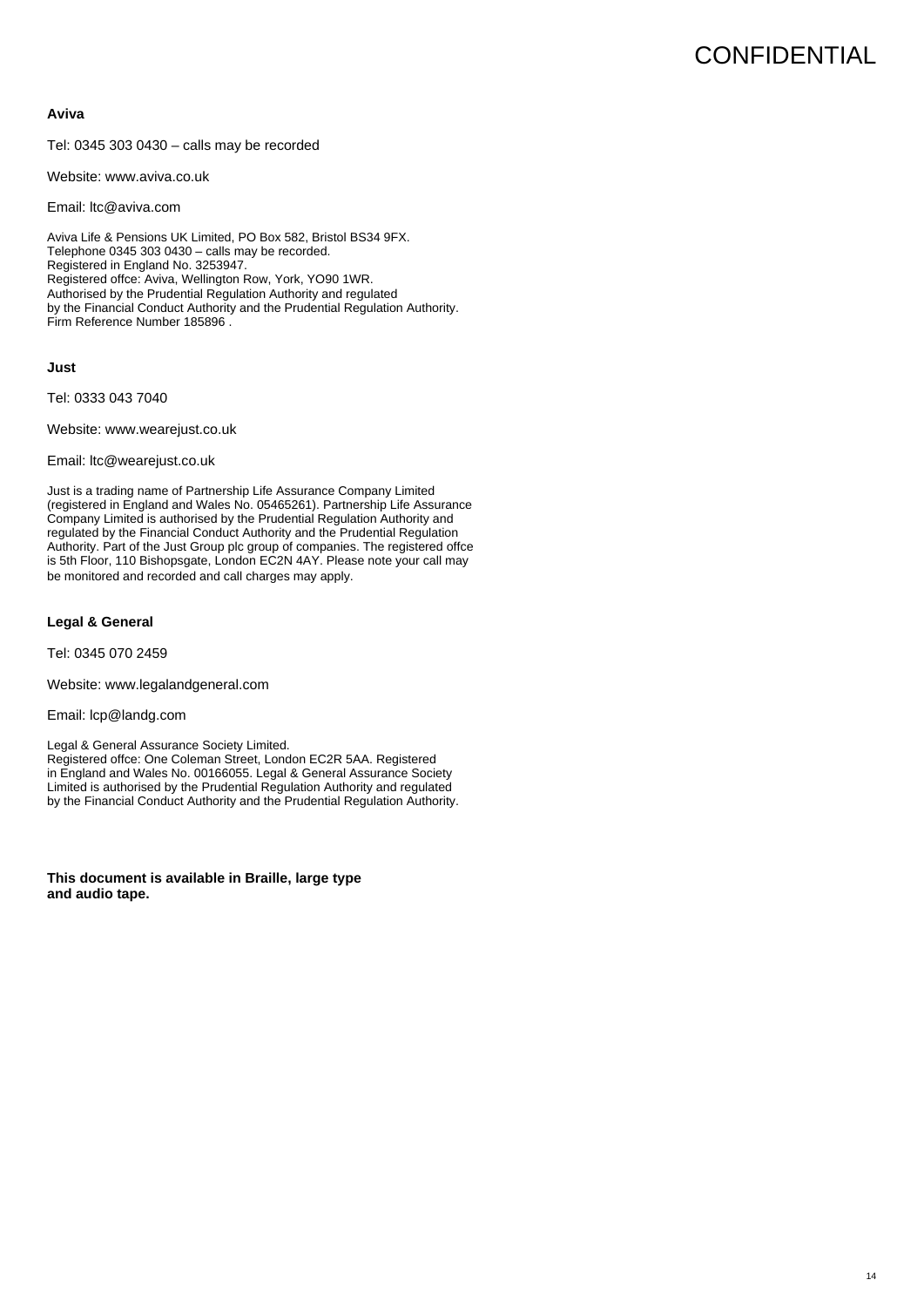CONFIDENTIAL

**Aviva**

Tel: 0345 303 0430 – calls may be recorded

Website: www.aviva.co.uk

Email: ltc@aviva.com

Aviva Life & Pensions UK Limited, PO Box 582, Bristol BS34 9FX.
Telephone 0345 303 0430 – calls may be recorded.
Registered in England No. 3253947.
Registered offce: Aviva, Wellington Row, York, YO90 1WR.
Authorised by the Prudential Regulation Authority and regulated
by the Financial Conduct Authority and the Prudential Regulation Authority.
Firm Reference Number 185896 .

**Just**

Tel: 0333 043 7040

Website: www.wearejust.co.uk

Email: ltc@wearejust.co.uk

Just is a trading name of Partnership Life Assurance Company Limited (registered in England and Wales No. 05465261). Partnership Life Assurance Company Limited is authorised by the Prudential Regulation Authority and regulated by the Financial Conduct Authority and the Prudential Regulation Authority. Part of the Just Group plc group of companies. The registered offce is 5th Floor, 110 Bishopsgate, London EC2N 4AY. Please note your call may be monitored and recorded and call charges may apply.

**Legal & General**

Tel: 0345 070 2459

Website: www.legalandgeneral.com

Email: lcp@landg.com

Legal & General Assurance Society Limited.
Registered offce: One Coleman Street, London EC2R 5AA. Registered in England and Wales No. 00166055. Legal & General Assurance Society Limited is authorised by the Prudential Regulation Authority and regulated by the Financial Conduct Authority and the Prudential Regulation Authority.

**This document is available in Braille, large type and audio tape.**